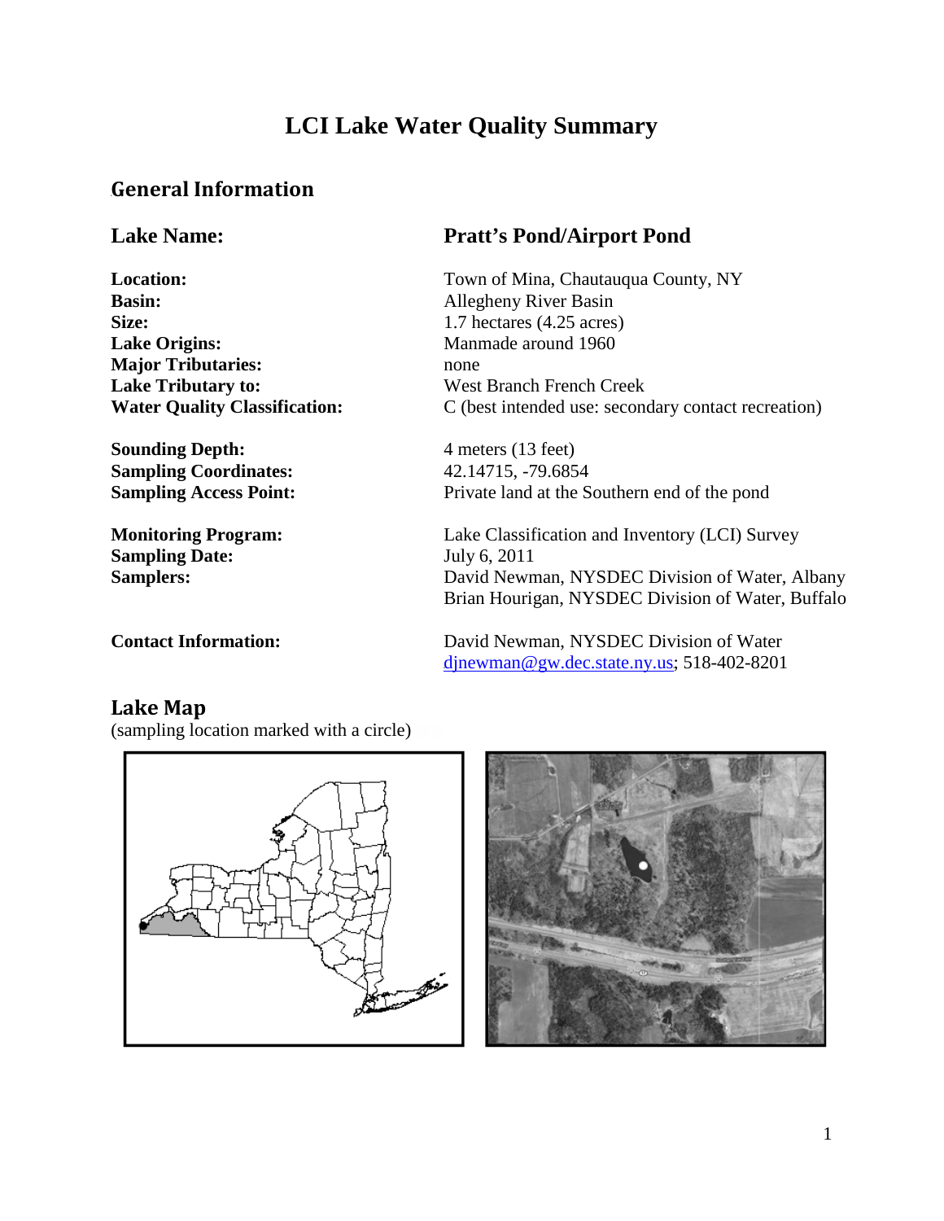# LCI Lake Water Quality Summary

## General Information

| | |
|---|---|
| **Lake Name:** | **Pratt's Pond/Airport Pond** |
| **Location:** | Town of Mina, Chautauqua County, NY |
| **Basin:** | Allegheny River Basin |
| **Size:** | 1.7 hectares (4.25 acres) |
| **Lake Origins:** | Manmade around 1960 |
| **Major Tributaries:** | none |
| **Lake Tributary to:** | West Branch French Creek |
| **Water Quality Classification:** | C (best intended use: secondary contact recreation) |
| **Sounding Depth:** | 4 meters (13 feet) |
| **Sampling Coordinates:** | 42.14715, -79.6854 |
| **Sampling Access Point:** | Private land at the Southern end of the pond |
| **Monitoring Program:** | Lake Classification and Inventory (LCI) Survey |
| **Sampling Date:** | July 6, 2011 |
| **Samplers:** | David Newman, NYSDEC Division of Water, Albany<br>Brian Hourigan, NYSDEC Division of Water, Buffalo |
| **Contact Information:** | David Newman, NYSDEC Division of Water<br>djnewman@gw.dec.state.ny.us; 518-402-8201 |

## Lake Map

(sampling location marked with a circle)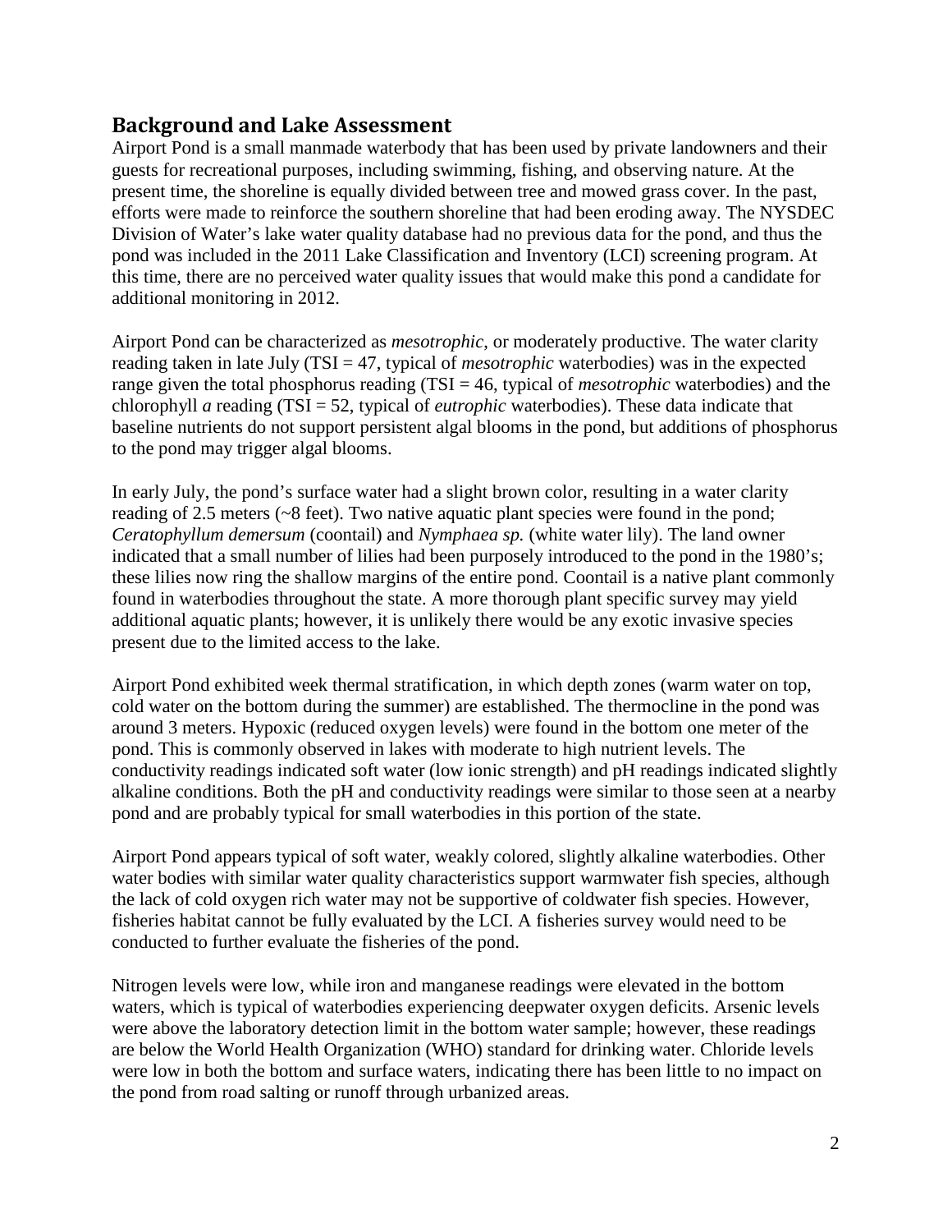## Background and Lake Assessment

Airport Pond is a small manmade waterbody that has been used by private landowners and their guests for recreational purposes, including swimming, fishing, and observing nature. At the present time, the shoreline is equally divided between tree and mowed grass cover. In the past, efforts were made to reinforce the southern shoreline that had been eroding away. The NYSDEC Division of Water's lake water quality database had no previous data for the pond, and thus the pond was included in the 2011 Lake Classification and Inventory (LCI) screening program. At this time, there are no perceived water quality issues that would make this pond a candidate for additional monitoring in 2012.

Airport Pond can be characterized as *mesotrophic*, or moderately productive. The water clarity reading taken in late July (TSI = 47, typical of *mesotrophic* waterbodies) was in the expected range given the total phosphorus reading (TSI = 46, typical of *mesotrophic* waterbodies) and the chlorophyll *a* reading (TSI = 52, typical of *eutrophic* waterbodies). These data indicate that baseline nutrients do not support persistent algal blooms in the pond, but additions of phosphorus to the pond may trigger algal blooms.

In early July, the pond's surface water had a slight brown color, resulting in a water clarity reading of 2.5 meters (~8 feet). Two native aquatic plant species were found in the pond; *Ceratophyllum demersum* (coontail) and *Nymphaea sp.* (white water lily). The land owner indicated that a small number of lilies had been purposely introduced to the pond in the 1980's; these lilies now ring the shallow margins of the entire pond. Coontail is a native plant commonly found in waterbodies throughout the state. A more thorough plant specific survey may yield additional aquatic plants; however, it is unlikely there would be any exotic invasive species present due to the limited access to the lake.

Airport Pond exhibited week thermal stratification, in which depth zones (warm water on top, cold water on the bottom during the summer) are established. The thermocline in the pond was around 3 meters. Hypoxic (reduced oxygen levels) were found in the bottom one meter of the pond. This is commonly observed in lakes with moderate to high nutrient levels. The conductivity readings indicated soft water (low ionic strength) and pH readings indicated slightly alkaline conditions. Both the pH and conductivity readings were similar to those seen at a nearby pond and are probably typical for small waterbodies in this portion of the state.

Airport Pond appears typical of soft water, weakly colored, slightly alkaline waterbodies. Other water bodies with similar water quality characteristics support warmwater fish species, although the lack of cold oxygen rich water may not be supportive of coldwater fish species. However, fisheries habitat cannot be fully evaluated by the LCI. A fisheries survey would need to be conducted to further evaluate the fisheries of the pond.

Nitrogen levels were low, while iron and manganese readings were elevated in the bottom waters, which is typical of waterbodies experiencing deepwater oxygen deficits. Arsenic levels were above the laboratory detection limit in the bottom water sample; however, these readings are below the World Health Organization (WHO) standard for drinking water. Chloride levels were low in both the bottom and surface waters, indicating there has been little to no impact on the pond from road salting or runoff through urbanized areas.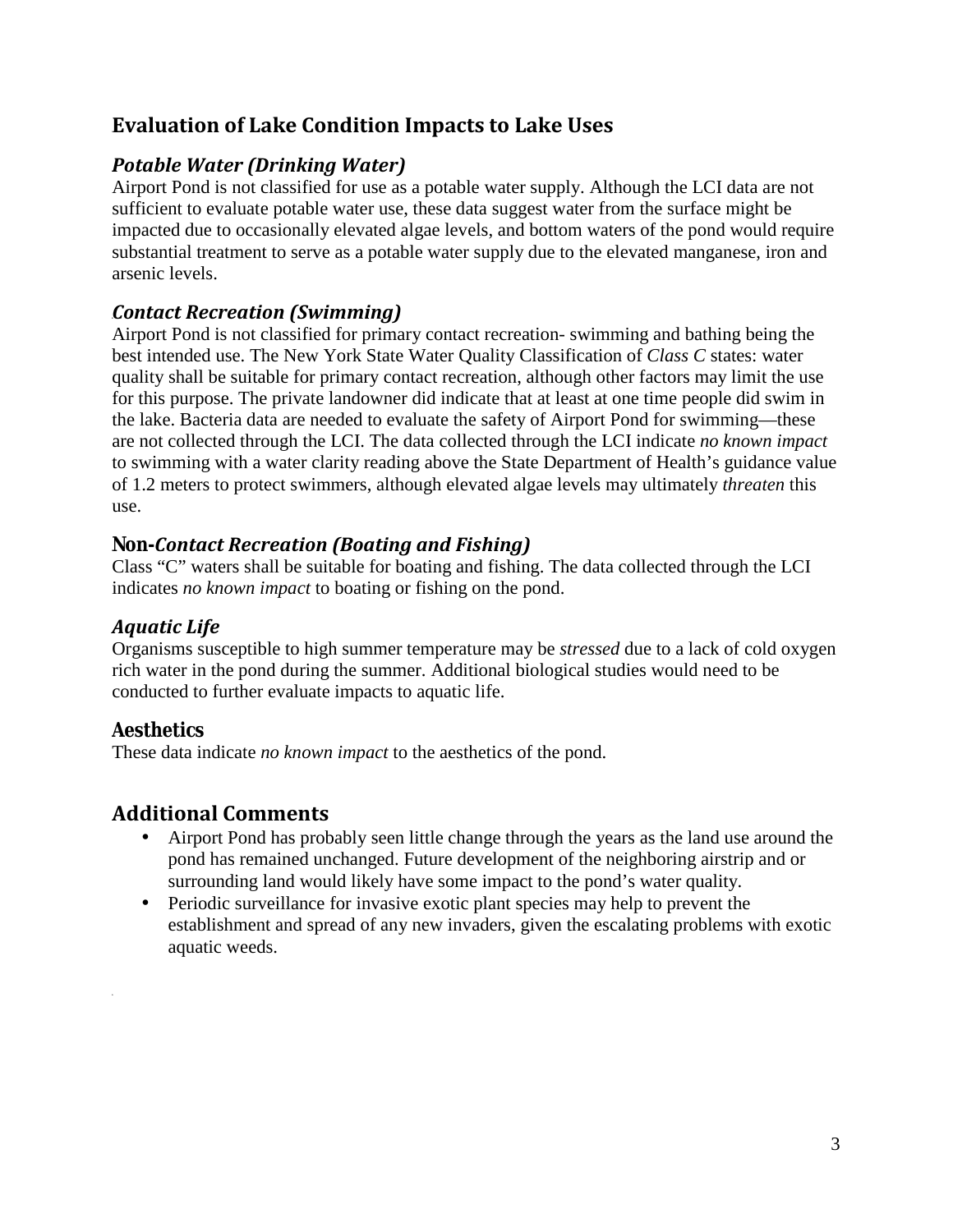## Evaluation of Lake Condition Impacts to Lake Uses

### *Potable Water (Drinking Water)*

Airport Pond is not classified for use as a potable water supply. Although the LCI data are not sufficient to evaluate potable water use, these data suggest water from the surface might be impacted due to occasionally elevated algae levels, and bottom waters of the pond would require substantial treatment to serve as a potable water supply due to the elevated manganese, iron and arsenic levels.

### *Contact Recreation (Swimming)*

Airport Pond is not classified for primary contact recreation- swimming and bathing being the best intended use. The New York State Water Quality Classification of *Class C* states: water quality shall be suitable for primary contact recreation, although other factors may limit the use for this purpose. The private landowner did indicate that at least at one time people did swim in the lake. Bacteria data are needed to evaluate the safety of Airport Pond for swimming—these are not collected through the LCI. The data collected through the LCI indicate *no known impact* to swimming with a water clarity reading above the State Department of Health's guidance value of 1.2 meters to protect swimmers, although elevated algae levels may ultimately *threaten* this use.

### Non-*Contact Recreation (Boating and Fishing)*

Class "C" waters shall be suitable for boating and fishing. The data collected through the LCI indicates *no known impact* to boating or fishing on the pond.

### *Aquatic Life*

Organisms susceptible to high summer temperature may be *stressed* due to a lack of cold oxygen rich water in the pond during the summer. Additional biological studies would need to be conducted to further evaluate impacts to aquatic life.

### Aesthetics

These data indicate *no known impact* to the aesthetics of the pond.

## Additional Comments

- Airport Pond has probably seen little change through the years as the land use around the pond has remained unchanged. Future development of the neighboring airstrip and or surrounding land would likely have some impact to the pond's water quality.
- Periodic surveillance for invasive exotic plant species may help to prevent the establishment and spread of any new invaders, given the escalating problems with exotic aquatic weeds.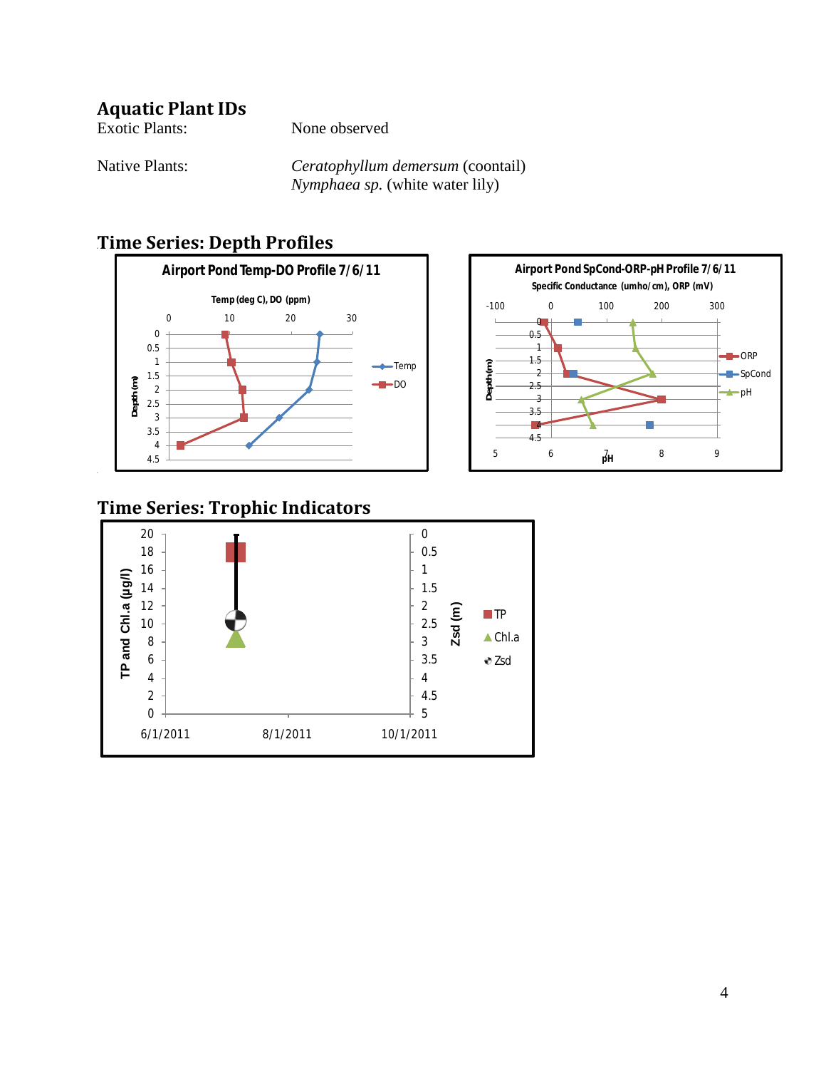## Aquatic Plant IDs

| | |
|---|---|
| Exotic Plants: | None observed |
| Native Plants: | *Ceratophyllum demersum* (coontail) <br> *Nymphaea sp.* (white water lily) |

## Time Series: Depth Profiles

## Time Series: Trophic Indicators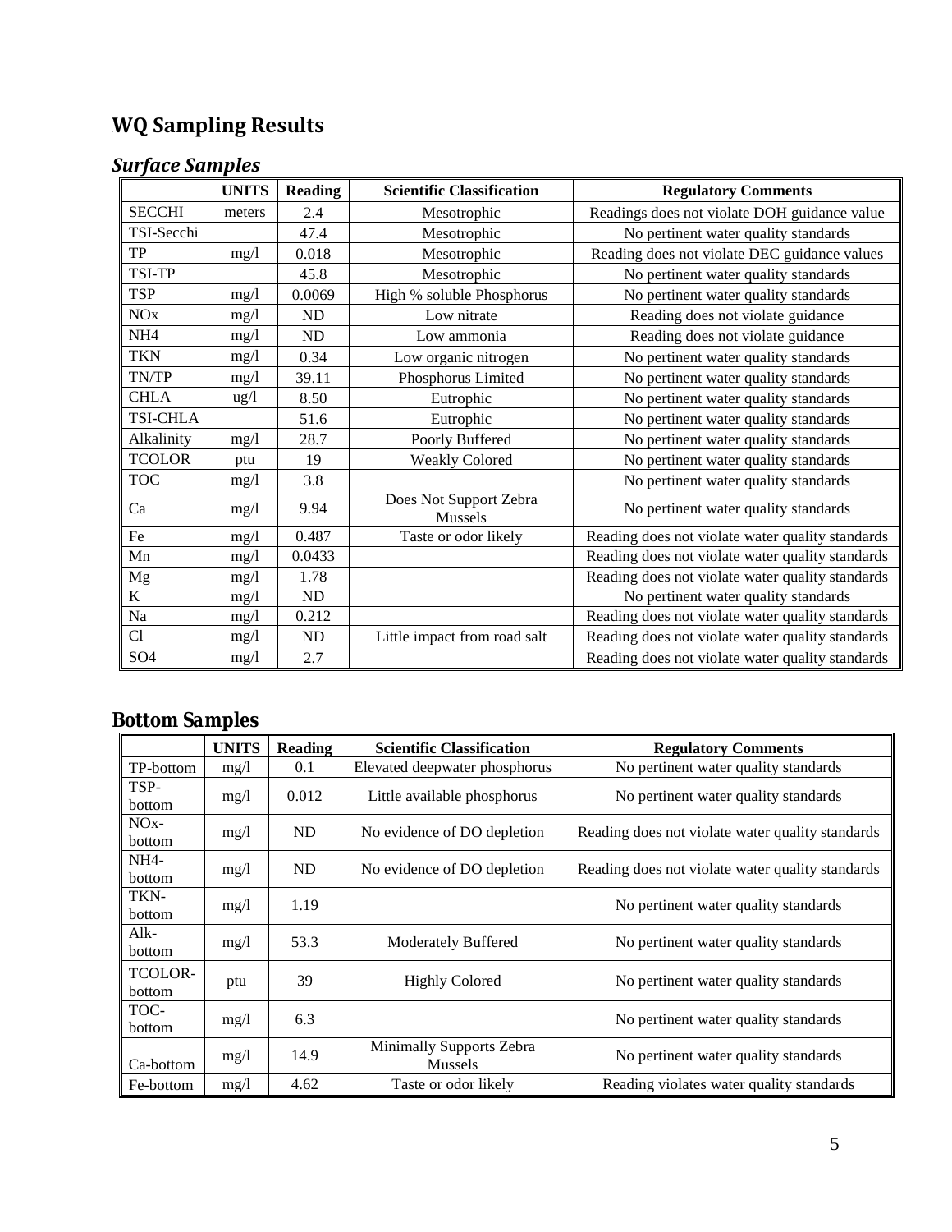## WQ Sampling Results

### *Surface Samples*

| | UNITS | Reading | Scientific Classification | Regulatory Comments |
|---|---|---|---|---|
| SECCHI | meters | 2.4 | Mesotrophic | Readings does not violate DOH guidance value |
| TSI-Secchi | | 47.4 | Mesotrophic | No pertinent water quality standards |
| TP | mg/l | 0.018 | Mesotrophic | Reading does not violate DEC guidance values |
| TSI-TP | | 45.8 | Mesotrophic | No pertinent water quality standards |
| TSP | mg/l | 0.0069 | High % soluble Phosphorus | No pertinent water quality standards |
| NOx | mg/l | ND | Low nitrate | Reading does not violate guidance |
| NH4 | mg/l | ND | Low ammonia | Reading does not violate guidance |
| TKN | mg/l | 0.34 | Low organic nitrogen | No pertinent water quality standards |
| TN/TP | mg/l | 39.11 | Phosphorus Limited | No pertinent water quality standards |
| CHLA | ug/l | 8.50 | Eutrophic | No pertinent water quality standards |
| TSI-CHLA | | 51.6 | Eutrophic | No pertinent water quality standards |
| Alkalinity | mg/l | 28.7 | Poorly Buffered | No pertinent water quality standards |
| TCOLOR | ptu | 19 | Weakly Colored | No pertinent water quality standards |
| TOC | mg/l | 3.8 | | No pertinent water quality standards |
| Ca | mg/l | 9.94 | Does Not Support Zebra Mussels | No pertinent water quality standards |
| Fe | mg/l | 0.487 | Taste or odor likely | Reading does not violate water quality standards |
| Mn | mg/l | 0.0433 | | Reading does not violate water quality standards |
| Mg | mg/l | 1.78 | | Reading does not violate water quality standards |
| K | mg/l | ND | | No pertinent water quality standards |
| Na | mg/l | 0.212 | | Reading does not violate water quality standards |
| Cl | mg/l | ND | Little impact from road salt | Reading does not violate water quality standards |
| SO4 | mg/l | 2.7 | | Reading does not violate water quality standards |

### Bottom Samples

| | UNITS | Reading | Scientific Classification | Regulatory Comments |
|---|---|---|---|---|
| TP-bottom | mg/l | 0.1 | Elevated deepwater phosphorus | No pertinent water quality standards |
| TSP-bottom | mg/l | 0.012 | Little available phosphorus | No pertinent water quality standards |
| NOx-bottom | mg/l | ND | No evidence of DO depletion | Reading does not violate water quality standards |
| NH4-bottom | mg/l | ND | No evidence of DO depletion | Reading does not violate water quality standards |
| TKN-bottom | mg/l | 1.19 | | No pertinent water quality standards |
| Alk-bottom | mg/l | 53.3 | Moderately Buffered | No pertinent water quality standards |
| TCOLOR-bottom | ptu | 39 | Highly Colored | No pertinent water quality standards |
| TOC-bottom | mg/l | 6.3 | | No pertinent water quality standards |
| Ca-bottom | mg/l | 14.9 | Minimally Supports Zebra Mussels | No pertinent water quality standards |
| Fe-bottom | mg/l | 4.62 | Taste or odor likely | Reading violates water quality standards |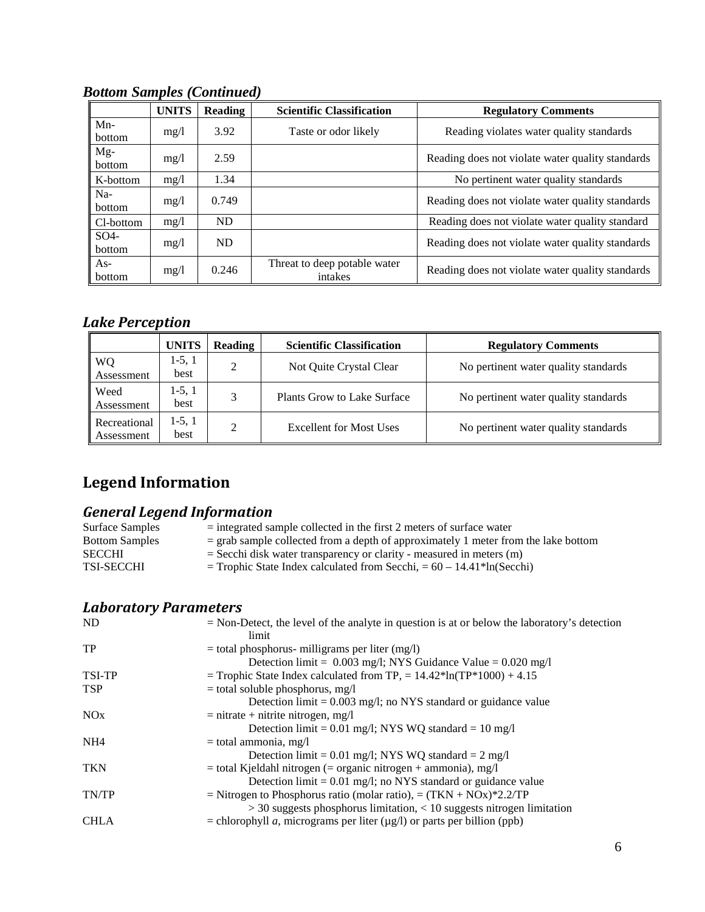### *Bottom Samples (Continued)*

| | UNITS | Reading | Scientific Classification | Regulatory Comments |
|---|---|---|---|---|
| Mn-bottom | mg/l | 3.92 | Taste or odor likely | Reading violates water quality standards |
| Mg-bottom | mg/l | 2.59 | | Reading does not violate water quality standards |
| K-bottom | mg/l | 1.34 | | No pertinent water quality standards |
| Na-bottom | mg/l | 0.749 | | Reading does not violate water quality standards |
| Cl-bottom | mg/l | ND | | Reading does not violate water quality standard |
| SO4-bottom | mg/l | ND | | Reading does not violate water quality standards |
| As-bottom | mg/l | 0.246 | Threat to deep potable water intakes | Reading does not violate water quality standards |

### *Lake Perception*

| | UNITS | Reading | Scientific Classification | Regulatory Comments |
|---|---|---|---|---|
| WQ Assessment | 1-5, 1 best | 2 | Not Quite Crystal Clear | No pertinent water quality standards |
| Weed Assessment | 1-5, 1 best | 3 | Plants Grow to Lake Surface | No pertinent water quality standards |
| Recreational Assessment | 1-5, 1 best | 2 | Excellent for Most Uses | No pertinent water quality standards |

## Legend Information

### *General Legend Information*

Surface Samples = integrated sample collected in the first 2 meters of surface water
Bottom Samples = grab sample collected from a depth of approximately 1 meter from the lake bottom
SECCHI = Secchi disk water transparency or clarity - measured in meters (m)
TSI-SECCHI = Trophic State Index calculated from Secchi, $= 60 - 14.41*\ln(\text{Secchi})$

### *Laboratory Parameters*

ND = Non-Detect, the level of the analyte in question is at or below the laboratory's detection limit

TP = total phosphorus- milligrams per liter (mg/l)
    Detection limit = 0.003 mg/l; NYS Guidance Value = 0.020 mg/l

TSI-TP = Trophic State Index calculated from TP, $= 14.42*\ln(\text{TP}*1000) + 4.15$

TSP = total soluble phosphorus, mg/l
    Detection limit = 0.003 mg/l; no NYS standard or guidance value

NOx = nitrate + nitrite nitrogen, mg/l
    Detection limit = 0.01 mg/l; NYS WQ standard = 10 mg/l

NH4 = total ammonia, mg/l
    Detection limit = 0.01 mg/l; NYS WQ standard = 2 mg/l

TKN = total Kjeldahl nitrogen (= organic nitrogen + ammonia), mg/l
    Detection limit = 0.01 mg/l; no NYS standard or guidance value

TN/TP = Nitrogen to Phosphorus ratio (molar ratio), $= (\text{TKN} + \text{NOx})*2.2/\text{TP}$
    > 30 suggests phosphorus limitation, < 10 suggests nitrogen limitation

CHLA = chlorophyll *a*, micrograms per liter (µg/l) or parts per billion (ppb)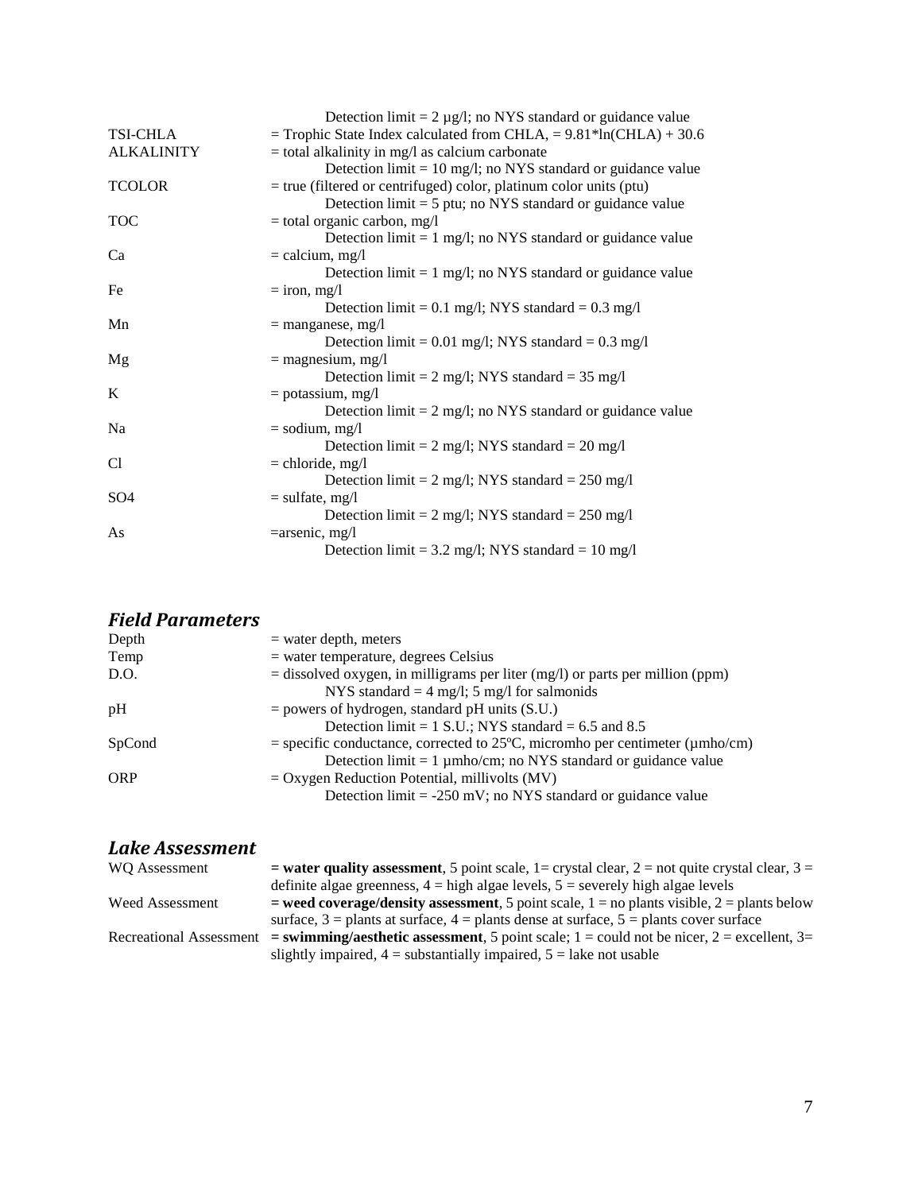| | |
|---|---|
| | Detection limit = 2 µg/l; no NYS standard or guidance value |
| TSI-CHLA | = Trophic State Index calculated from CHLA, = 9.81*ln(CHLA) + 30.6 |
| ALKALINITY | = total alkalinity in mg/l as calcium carbonate |
| | Detection limit = 10 mg/l; no NYS standard or guidance value |
| TCOLOR | = true (filtered or centrifuged) color, platinum color units (ptu) |
| | Detection limit = 5 ptu; no NYS standard or guidance value |
| TOC | = total organic carbon, mg/l |
| | Detection limit = 1 mg/l; no NYS standard or guidance value |
| Ca | = calcium, mg/l |
| | Detection limit = 1 mg/l; no NYS standard or guidance value |
| Fe | = iron, mg/l |
| | Detection limit = 0.1 mg/l; NYS standard = 0.3 mg/l |
| Mn | = manganese, mg/l |
| | Detection limit = 0.01 mg/l; NYS standard = 0.3 mg/l |
| Mg | = magnesium, mg/l |
| | Detection limit = 2 mg/l; NYS standard = 35 mg/l |
| K | = potassium, mg/l |
| | Detection limit = 2 mg/l; no NYS standard or guidance value |
| Na | = sodium, mg/l |
| | Detection limit = 2 mg/l; NYS standard = 20 mg/l |
| Cl | = chloride, mg/l |
| | Detection limit = 2 mg/l; NYS standard = 250 mg/l |
| $SO_4$ | = sulfate, mg/l |
| | Detection limit = 2 mg/l; NYS standard = 250 mg/l |
| As | =arsenic, mg/l |
| | Detection limit = 3.2 mg/l; NYS standard = 10 mg/l |

## *Field Parameters*

| | |
|---|---|
| Depth | = water depth, meters |
| Temp | = water temperature, degrees Celsius |
| D.O. | = dissolved oxygen, in milligrams per liter (mg/l) or parts per million (ppm) |
| | NYS standard = 4 mg/l; 5 mg/l for salmonids |
| pH | = powers of hydrogen, standard pH units (S.U.) |
| | Detection limit = 1 S.U.; NYS standard = 6.5 and 8.5 |
| SpCond | = specific conductance, corrected to 25ºC, micromho per centimeter (µmho/cm) |
| | Detection limit = 1 µmho/cm; no NYS standard or guidance value |
| ORP | = Oxygen Reduction Potential, millivolts (MV) |
| | Detection limit = -250 mV; no NYS standard or guidance value |

## *Lake Assessment*

| | |
|---|---|
| WQ Assessment | **= water quality assessment**, 5 point scale, 1= crystal clear, 2 = not quite crystal clear, 3 = definite algae greenness, 4 = high algae levels, 5 = severely high algae levels |
| Weed Assessment | **= weed coverage/density assessment**, 5 point scale, 1 = no plants visible, 2 = plants below surface, 3 = plants at surface, 4 = plants dense at surface, 5 = plants cover surface |
| Recreational Assessment | **= swimming/aesthetic assessment**, 5 point scale; 1 = could not be nicer, 2 = excellent, 3= slightly impaired, 4 = substantially impaired, 5 = lake not usable |